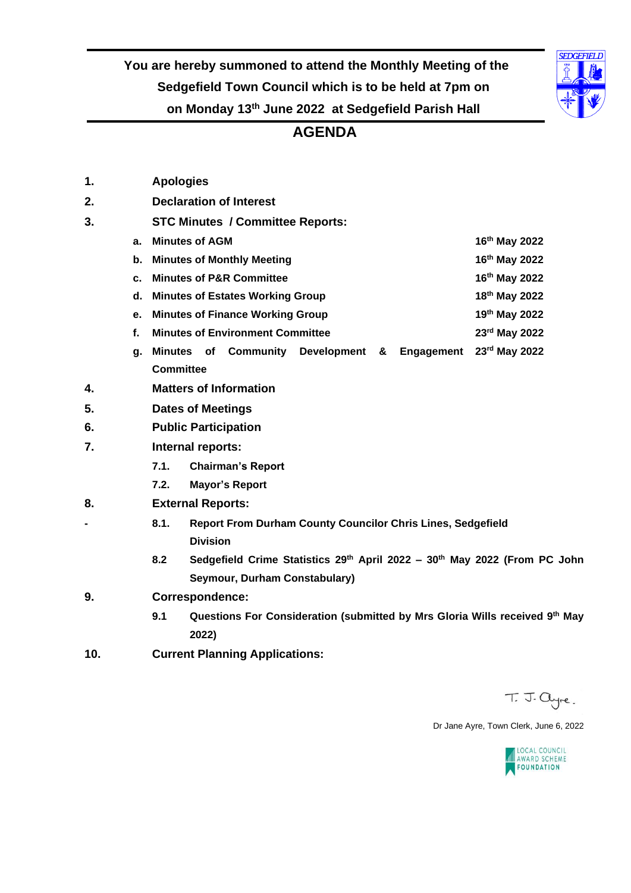**You are hereby summoned to attend the Monthly Meeting of the Sedgefield Town Council which is to be held at 7pm on on Monday 13th June 2022 at Sedgefield Parish Hall**

# AGENDA

**1. Apologies**

**2. Declaration of Interest**

**3. STC Minutes / Committee Reports:**

| | | |
|---|---|---|
| a. | Minutes of AGM | 16th May 2022 |
| b. | Minutes of Monthly Meeting | 16th May 2022 |
| c. | Minutes of P&R Committee | 16th May 2022 |
| d. | Minutes of Estates Working Group | 18th May 2022 |
| e. | Minutes of Finance Working Group | 19th May 2022 |
| f. | Minutes of Environment Committee | 23rd May 2022 |
| g. | Minutes of Community Development & Engagement Committee | 23rd May 2022 |

**4. Matters of Information**

**5. Dates of Meetings**

**6. Public Participation**

**7. Internal reports:**

- **7.1. Chairman's Report**
- **7.2. Mayor's Report**

**8. External Reports:**

- **8.1. Report From Durham County Councilor Chris Lines, Sedgefield Division**
- **8.2 Sedgefield Crime Statistics 29th April 2022 – 30th May 2022 (From PC John Seymour, Durham Constabulary)**

**9. Correspondence:**

- **9.1 Questions For Consideration (submitted by Mrs Gloria Wills received 9th May 2022)**

**10. Current Planning Applications:**

T. J. Ayre.

Dr Jane Ayre, Town Clerk, June 6, 2022

LOCAL COUNCIL AWARD SCHEME FOUNDATION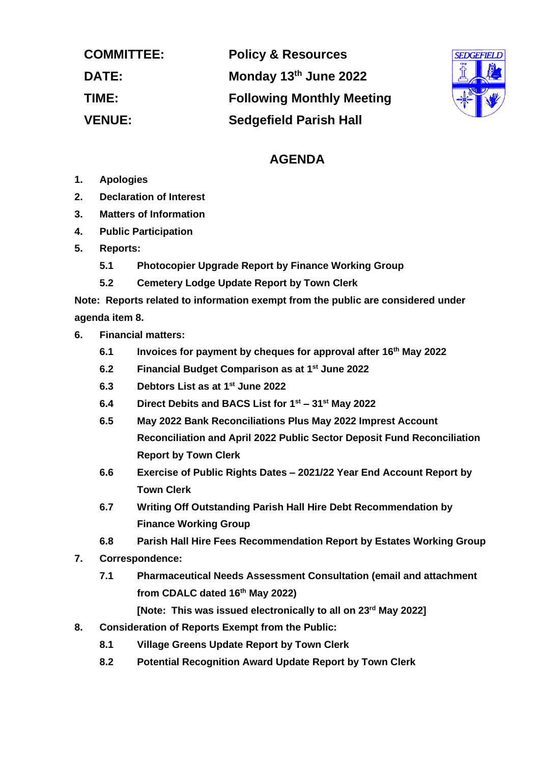**COMMITTEE:** Policy & Resources

**DATE:** Monday 13th June 2022

**TIME:** Following Monthly Meeting

**VENUE:** Sedgefield Parish Hall

## AGENDA

1. **Apologies**
2. **Declaration of Interest**
3. **Matters of Information**
4. **Public Participation**
5. **Reports:**
   - **5.1 Photocopier Upgrade Report by Finance Working Group**
   - **5.2 Cemetery Lodge Update Report by Town Clerk**

**Note: Reports related to information exempt from the public are considered under agenda item 8.**

6. **Financial matters:**
   - **6.1 Invoices for payment by cheques for approval after 16th May 2022**
   - **6.2 Financial Budget Comparison as at 1st June 2022**
   - **6.3 Debtors List as at 1st June 2022**
   - **6.4 Direct Debits and BACS List for 1st – 31st May 2022**
   - **6.5 May 2022 Bank Reconciliations Plus May 2022 Imprest Account Reconciliation and April 2022 Public Sector Deposit Fund Reconciliation Report by Town Clerk**
   - **6.6 Exercise of Public Rights Dates – 2021/22 Year End Account Report by Town Clerk**
   - **6.7 Writing Off Outstanding Parish Hall Hire Debt Recommendation by Finance Working Group**
   - **6.8 Parish Hall Hire Fees Recommendation Report by Estates Working Group**
7. **Correspondence:**
   - **7.1 Pharmaceutical Needs Assessment Consultation (email and attachment from CDALC dated 16th May 2022)**
     **[Note: This was issued electronically to all on 23rd May 2022]**
8. **Consideration of Reports Exempt from the Public:**
   - **8.1 Village Greens Update Report by Town Clerk**
   - **8.2 Potential Recognition Award Update Report by Town Clerk**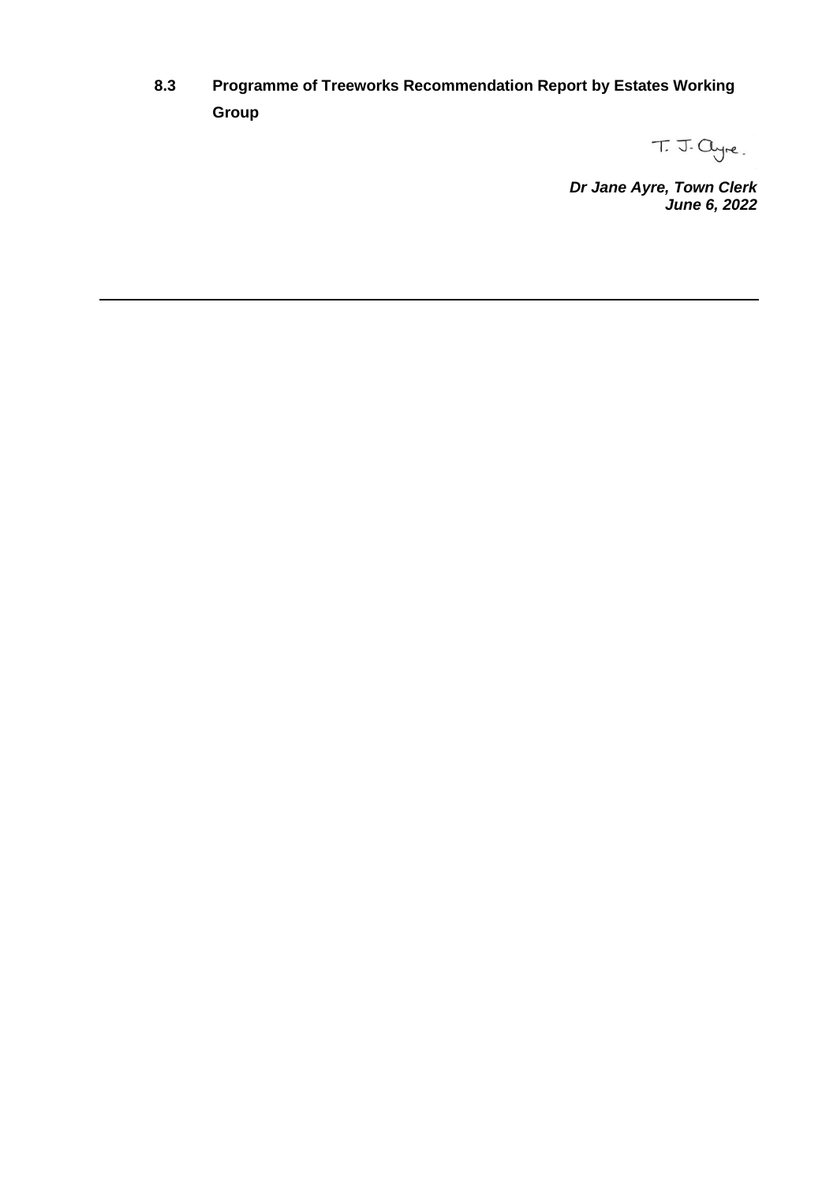**8.3 Programme of Treeworks Recommendation Report by Estates Working Group**

T. J. Ayre.

***Dr Jane Ayre, Town Clerk***
***June 6, 2022***

---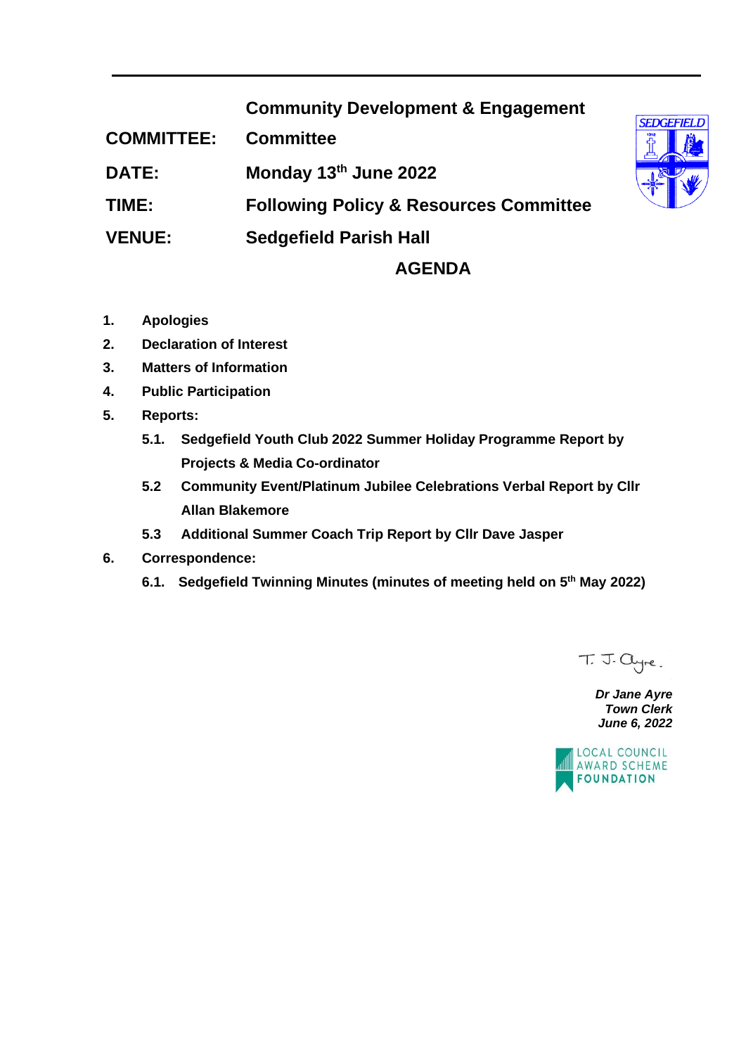| | |
|---|---|
| **COMMITTEE:** | **Community Development & Engagement Committee** |
| **DATE:** | **Monday 13th June 2022** |
| **TIME:** | **Following Policy & Resources Committee** |
| **VENUE:** | **Sedgefield Parish Hall** |

# AGENDA

1. **Apologies**
2. **Declaration of Interest**
3. **Matters of Information**
4. **Public Participation**
5. **Reports:**
   - **5.1. Sedgefield Youth Club 2022 Summer Holiday Programme Report by Projects & Media Co-ordinator**
   - **5.2 Community Event/Platinum Jubilee Celebrations Verbal Report by Cllr Allan Blakemore**
   - **5.3 Additional Summer Coach Trip Report by Cllr Dave Jasper**
6. **Correspondence:**
   - **6.1. Sedgefield Twinning Minutes (minutes of meeting held on 5th May 2022)**

T. J. Ayre.

***Dr Jane Ayre***
***Town Clerk***
***June 6, 2022***

LOCAL COUNCIL AWARD SCHEME FOUNDATION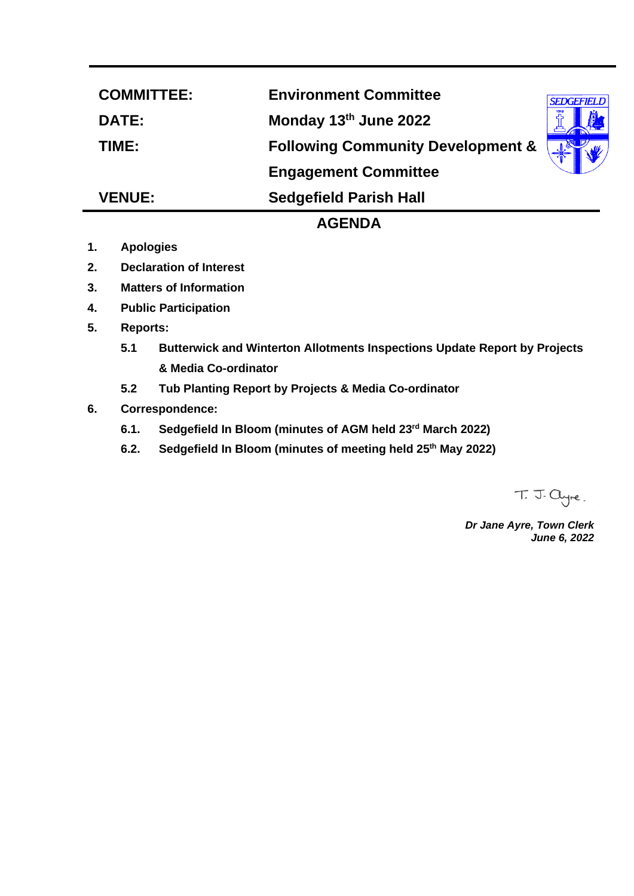| | |
|---|---|
| **COMMITTEE:** | **Environment Committee** |
| **DATE:** | **Monday 13th June 2022** |
| **TIME:** | **Following Community Development & Engagement Committee** |
| **VENUE:** | **Sedgefield Parish Hall** |

## AGENDA

1. **Apologies**
2. **Declaration of Interest**
3. **Matters of Information**
4. **Public Participation**
5. **Reports:**
   - **5.1 Butterwick and Winterton Allotments Inspections Update Report by Projects & Media Co-ordinator**
   - **5.2 Tub Planting Report by Projects & Media Co-ordinator**
6. **Correspondence:**
   - **6.1. Sedgefield In Bloom (minutes of AGM held 23rd March 2022)**
   - **6.2. Sedgefield In Bloom (minutes of meeting held 25th May 2022)**

T. J. Ayre.

***Dr Jane Ayre, Town Clerk***
***June 6, 2022***